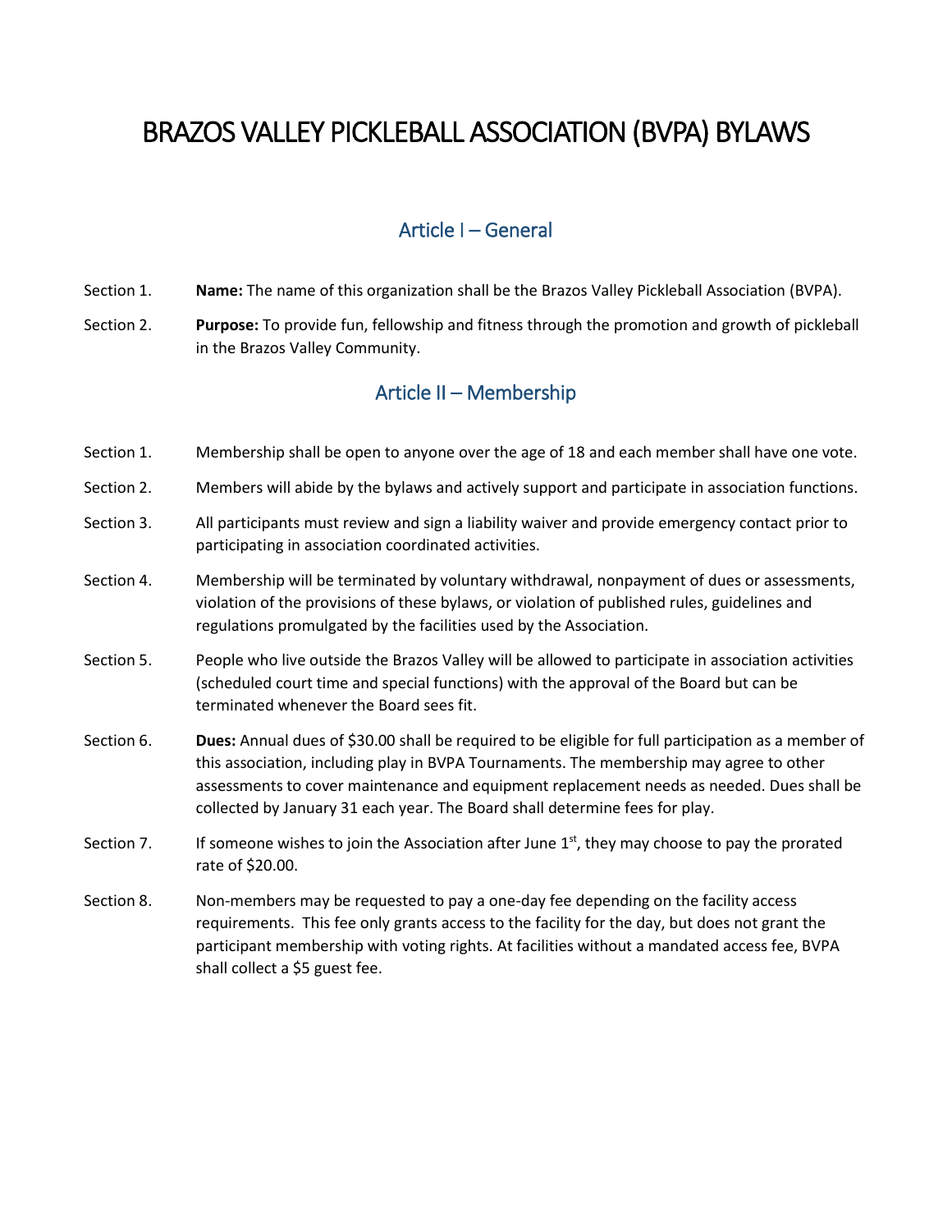# BRAZOS VALLEY PICKLEBALL ASSOCIATION (BVPA) BYLAWS

## Article I – General

Section 1. **Name:** The name of this organization shall be the Brazos Valley Pickleball Association (BVPA).

Section 2. **Purpose:** To provide fun, fellowship and fitness through the promotion and growth of pickleball in the Brazos Valley Community.

## Article II – Membership

Section 1. Membership shall be open to anyone over the age of 18 and each member shall have one vote.

Section 2. Members will abide by the bylaws and actively support and participate in association functions.

Section 3. All participants must review and sign a liability waiver and provide emergency contact prior to participating in association coordinated activities.

Section 4. Membership will be terminated by voluntary withdrawal, nonpayment of dues or assessments, violation of the provisions of these bylaws, or violation of published rules, guidelines and regulations promulgated by the facilities used by the Association.

Section 5. People who live outside the Brazos Valley will be allowed to participate in association activities (scheduled court time and special functions) with the approval of the Board but can be terminated whenever the Board sees fit.

Section 6. **Dues:** Annual dues of $30.00 shall be required to be eligible for full participation as a member of this association, including play in BVPA Tournaments. The membership may agree to other assessments to cover maintenance and equipment replacement needs as needed. Dues shall be collected by January 31 each year. The Board shall determine fees for play.

Section 7. If someone wishes to join the Association after June 1st, they may choose to pay the prorated rate of $20.00.

Section 8. Non-members may be requested to pay a one-day fee depending on the facility access requirements. This fee only grants access to the facility for the day, but does not grant the participant membership with voting rights. At facilities without a mandated access fee, BVPA shall collect a $5 guest fee.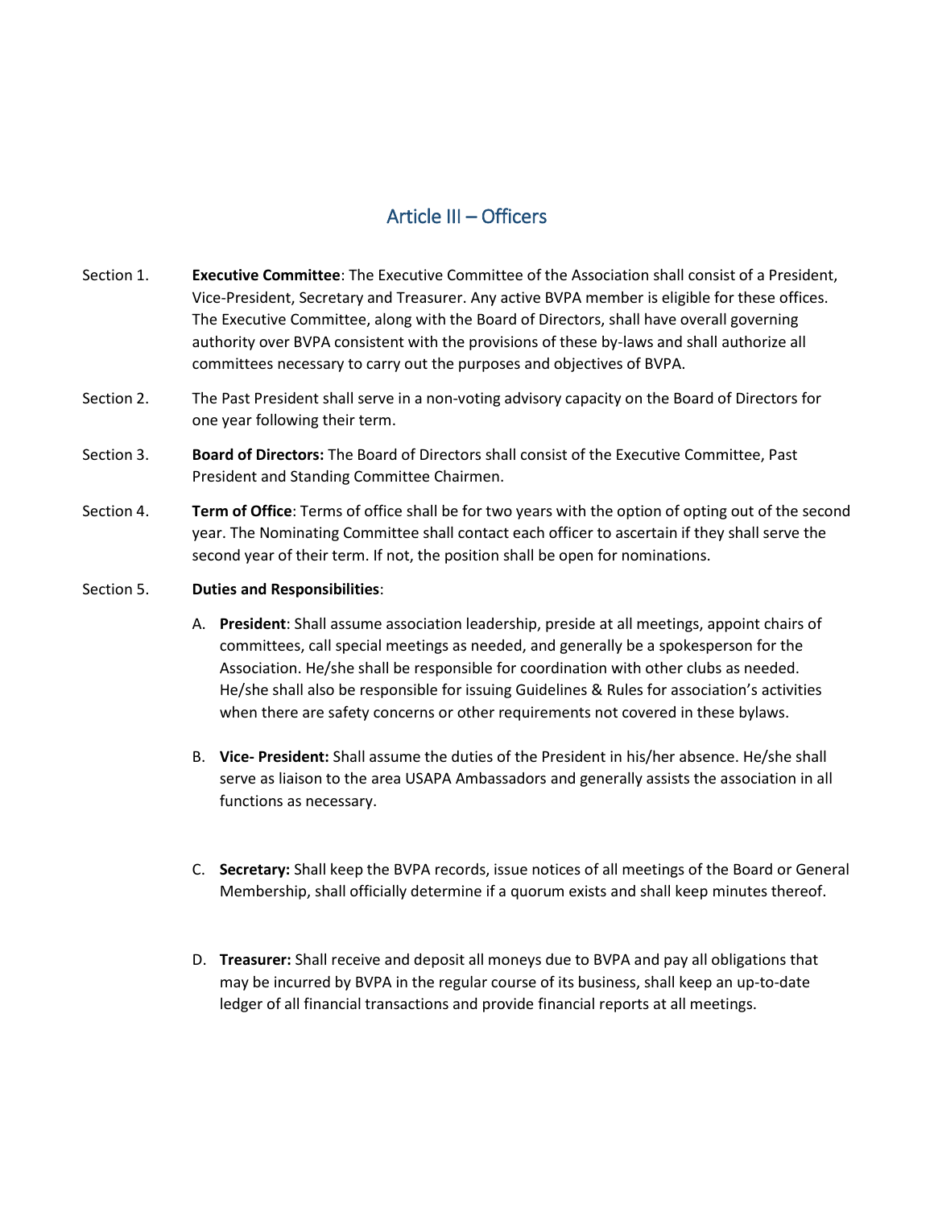## Article III – Officers

Section 1. **Executive Committee**: The Executive Committee of the Association shall consist of a President, Vice-President, Secretary and Treasurer. Any active BVPA member is eligible for these offices. The Executive Committee, along with the Board of Directors, shall have overall governing authority over BVPA consistent with the provisions of these by-laws and shall authorize all committees necessary to carry out the purposes and objectives of BVPA.

Section 2. The Past President shall serve in a non-voting advisory capacity on the Board of Directors for one year following their term.

Section 3. **Board of Directors:** The Board of Directors shall consist of the Executive Committee, Past President and Standing Committee Chairmen.

Section 4. **Term of Office**: Terms of office shall be for two years with the option of opting out of the second year. The Nominating Committee shall contact each officer to ascertain if they shall serve the second year of their term. If not, the position shall be open for nominations.

Section 5. **Duties and Responsibilities**:

A. **President**: Shall assume association leadership, preside at all meetings, appoint chairs of committees, call special meetings as needed, and generally be a spokesperson for the Association. He/she shall be responsible for coordination with other clubs as needed. He/she shall also be responsible for issuing Guidelines & Rules for association's activities when there are safety concerns or other requirements not covered in these bylaws.

B. **Vice- President:** Shall assume the duties of the President in his/her absence. He/she shall serve as liaison to the area USAPA Ambassadors and generally assists the association in all functions as necessary.

C. **Secretary:** Shall keep the BVPA records, issue notices of all meetings of the Board or General Membership, shall officially determine if a quorum exists and shall keep minutes thereof.

D. **Treasurer:** Shall receive and deposit all moneys due to BVPA and pay all obligations that may be incurred by BVPA in the regular course of its business, shall keep an up-to-date ledger of all financial transactions and provide financial reports at all meetings.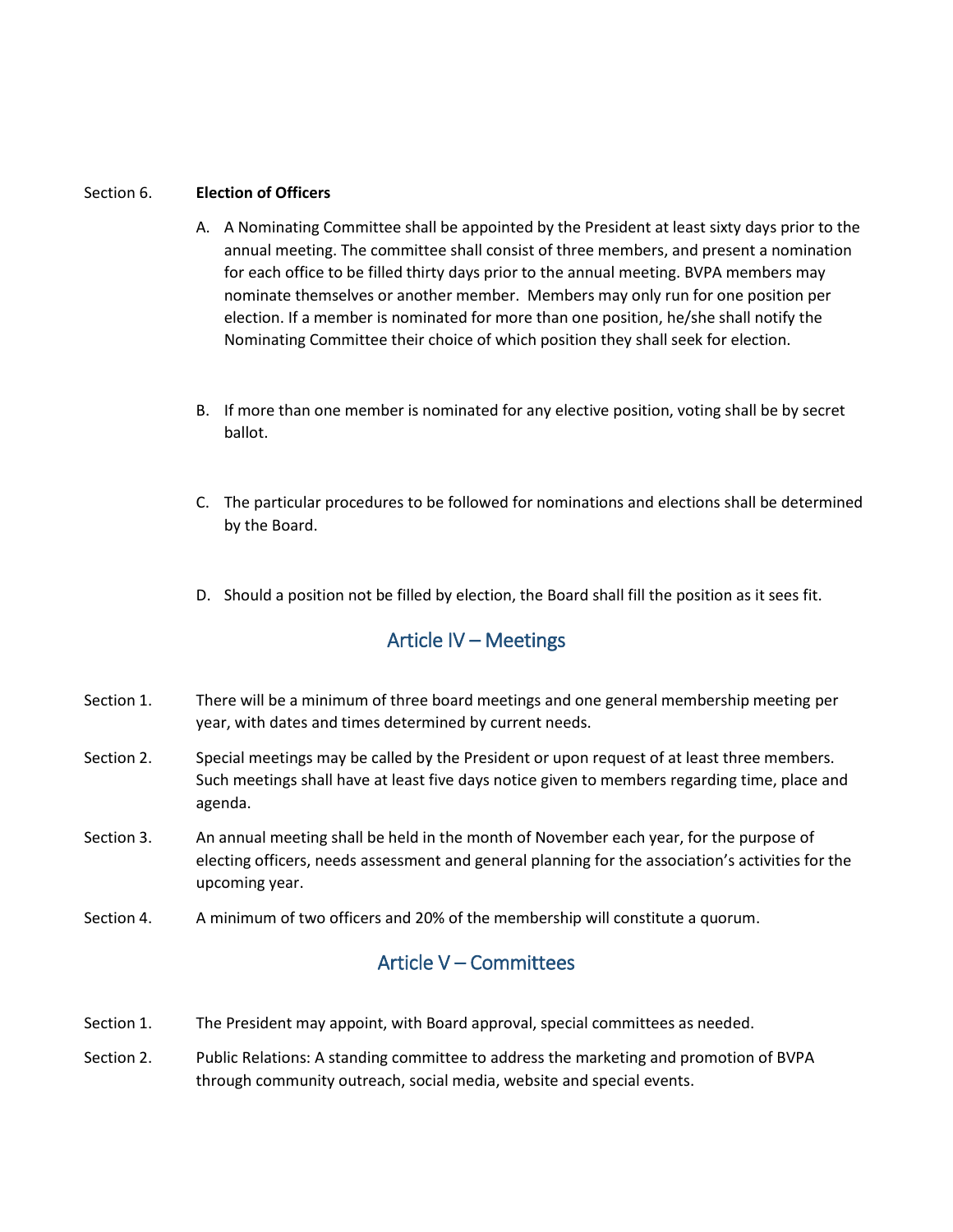Section 6. **Election of Officers**

A. A Nominating Committee shall be appointed by the President at least sixty days prior to the annual meeting. The committee shall consist of three members, and present a nomination for each office to be filled thirty days prior to the annual meeting. BVPA members may nominate themselves or another member. Members may only run for one position per election. If a member is nominated for more than one position, he/she shall notify the Nominating Committee their choice of which position they shall seek for election.

B. If more than one member is nominated for any elective position, voting shall be by secret ballot.

C. The particular procedures to be followed for nominations and elections shall be determined by the Board.

D. Should a position not be filled by election, the Board shall fill the position as it sees fit.

## Article IV – Meetings

Section 1. There will be a minimum of three board meetings and one general membership meeting per year, with dates and times determined by current needs.

Section 2. Special meetings may be called by the President or upon request of at least three members. Such meetings shall have at least five days notice given to members regarding time, place and agenda.

Section 3. An annual meeting shall be held in the month of November each year, for the purpose of electing officers, needs assessment and general planning for the association's activities for the upcoming year.

Section 4. A minimum of two officers and 20% of the membership will constitute a quorum.

## Article V – Committees

Section 1. The President may appoint, with Board approval, special committees as needed.

Section 2. Public Relations: A standing committee to address the marketing and promotion of BVPA through community outreach, social media, website and special events.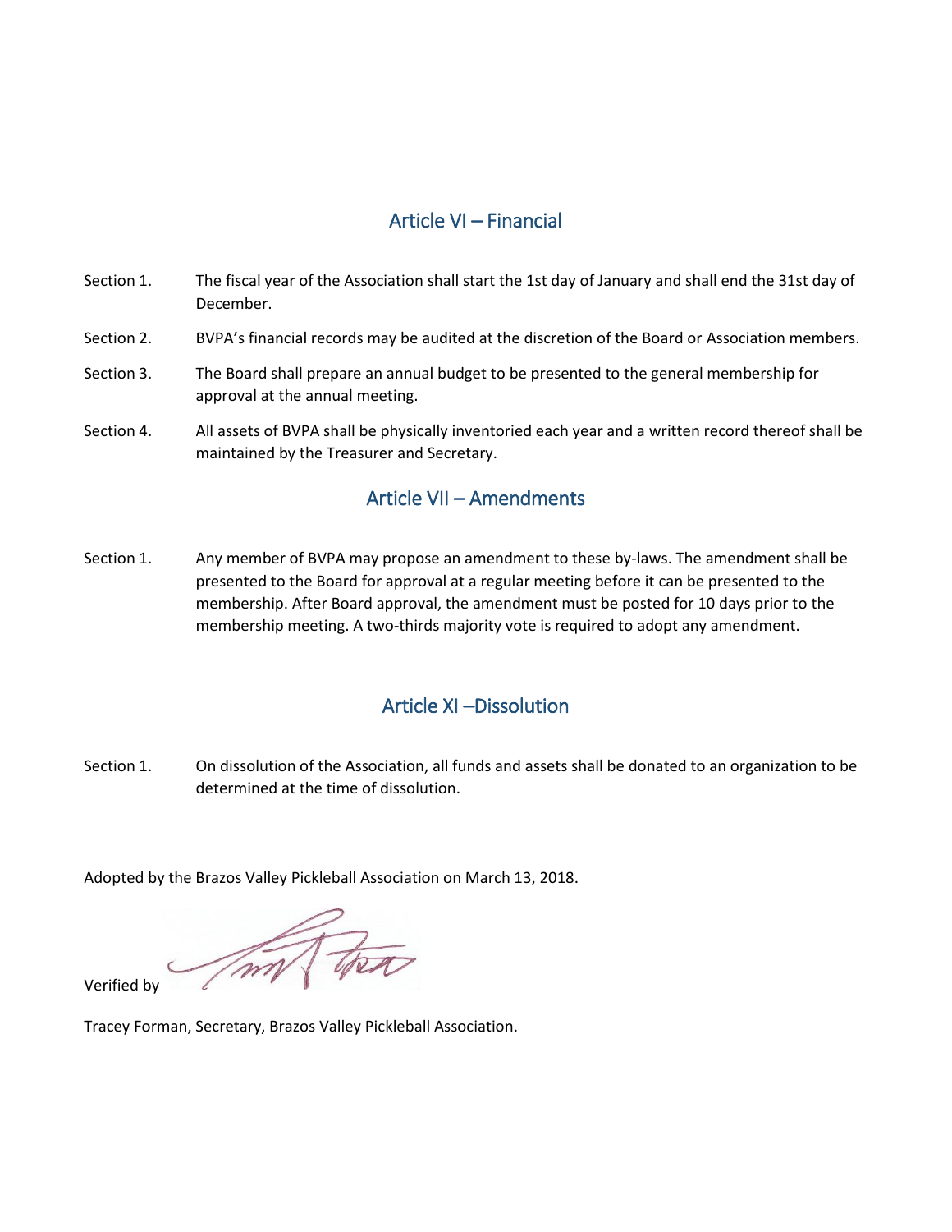## Article VI – Financial

Section 1. The fiscal year of the Association shall start the 1st day of January and shall end the 31st day of December.

Section 2. BVPA's financial records may be audited at the discretion of the Board or Association members.

Section 3. The Board shall prepare an annual budget to be presented to the general membership for approval at the annual meeting.

Section 4. All assets of BVPA shall be physically inventoried each year and a written record thereof shall be maintained by the Treasurer and Secretary.

## Article VII – Amendments

Section 1. Any member of BVPA may propose an amendment to these by-laws. The amendment shall be presented to the Board for approval at a regular meeting before it can be presented to the membership. After Board approval, the amendment must be posted for 10 days prior to the membership meeting. A two-thirds majority vote is required to adopt any amendment.

## Article XI –Dissolution

Section 1. On dissolution of the Association, all funds and assets shall be donated to an organization to be determined at the time of dissolution.

Adopted by the Brazos Valley Pickleball Association on March 13, 2018.

Verified by

Tracey Forman, Secretary, Brazos Valley Pickleball Association.